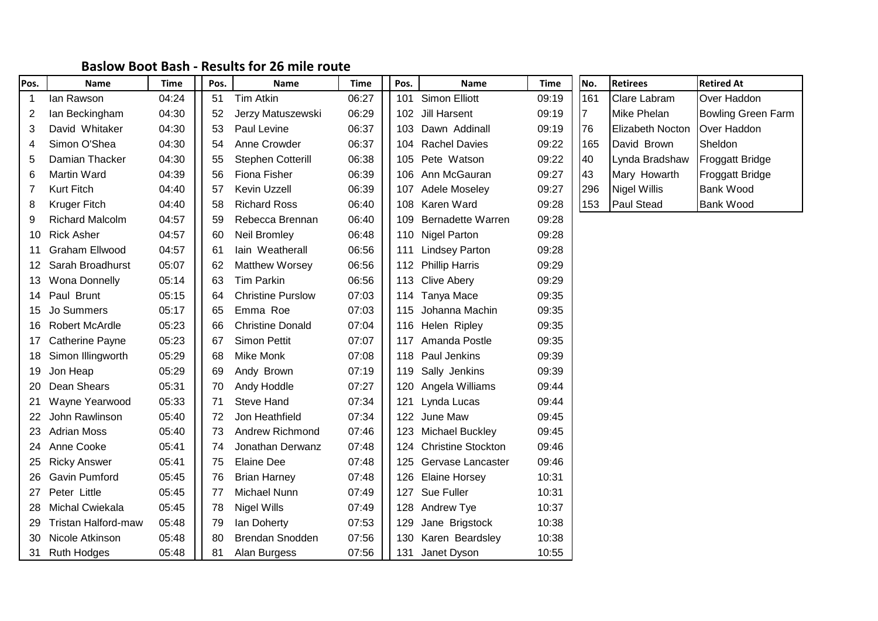## Baslow Boot Bash - Results for 26 mile route

| Pos. | Name | Time | Pos. | Name | Time | Pos. | Name | Time |
|---|---|---|---|---|---|---|---|---|
| 1 | Ian Rawson | 04:24 | 51 | Tim Atkin | 06:27 | 101 | Simon Elliott | 09:19 |
| 2 | Ian Beckingham | 04:30 | 52 | Jerzy Matuszewski | 06:29 | 102 | Jill Harsent | 09:19 |
| 3 | David Whitaker | 04:30 | 53 | Paul Levine | 06:37 | 103 | Dawn Addinall | 09:19 |
| 4 | Simon O'Shea | 04:30 | 54 | Anne Crowder | 06:37 | 104 | Rachel Davies | 09:22 |
| 5 | Damian Thacker | 04:30 | 55 | Stephen Cotterill | 06:38 | 105 | Pete Watson | 09:22 |
| 6 | Martin Ward | 04:39 | 56 | Fiona Fisher | 06:39 | 106 | Ann McGauran | 09:27 |
| 7 | Kurt Fitch | 04:40 | 57 | Kevin Uzzell | 06:39 | 107 | Adele Moseley | 09:27 |
| 8 | Kruger Fitch | 04:40 | 58 | Richard Ross | 06:40 | 108 | Karen Ward | 09:28 |
| 9 | Richard Malcolm | 04:57 | 59 | Rebecca Brennan | 06:40 | 109 | Bernadette Warren | 09:28 |
| 10 | Rick Asher | 04:57 | 60 | Neil Bromley | 06:48 | 110 | Nigel Parton | 09:28 |
| 11 | Graham Ellwood | 04:57 | 61 | Iain Weatherall | 06:56 | 111 | Lindsey Parton | 09:28 |
| 12 | Sarah Broadhurst | 05:07 | 62 | Matthew Worsey | 06:56 | 112 | Phillip Harris | 09:29 |
| 13 | Wona Donnelly | 05:14 | 63 | Tim Parkin | 06:56 | 113 | Clive Abery | 09:29 |
| 14 | Paul Brunt | 05:15 | 64 | Christine Purslow | 07:03 | 114 | Tanya Mace | 09:35 |
| 15 | Jo Summers | 05:17 | 65 | Emma Roe | 07:03 | 115 | Johanna Machin | 09:35 |
| 16 | Robert McArdle | 05:23 | 66 | Christine Donald | 07:04 | 116 | Helen Ripley | 09:35 |
| 17 | Catherine Payne | 05:23 | 67 | Simon Pettit | 07:07 | 117 | Amanda Postle | 09:35 |
| 18 | Simon Illingworth | 05:29 | 68 | Mike Monk | 07:08 | 118 | Paul Jenkins | 09:39 |
| 19 | Jon Heap | 05:29 | 69 | Andy Brown | 07:19 | 119 | Sally Jenkins | 09:39 |
| 20 | Dean Shears | 05:31 | 70 | Andy Hoddle | 07:27 | 120 | Angela Williams | 09:44 |
| 21 | Wayne Yearwood | 05:33 | 71 | Steve Hand | 07:34 | 121 | Lynda Lucas | 09:44 |
| 22 | John Rawlinson | 05:40 | 72 | Jon Heathfield | 07:34 | 122 | June Maw | 09:45 |
| 23 | Adrian Moss | 05:40 | 73 | Andrew Richmond | 07:46 | 123 | Michael Buckley | 09:45 |
| 24 | Anne Cooke | 05:41 | 74 | Jonathan Derwanz | 07:48 | 124 | Christine Stockton | 09:46 |
| 25 | Ricky Answer | 05:41 | 75 | Elaine Dee | 07:48 | 125 | Gervase Lancaster | 09:46 |
| 26 | Gavin Pumford | 05:45 | 76 | Brian Harney | 07:48 | 126 | Elaine Horsey | 10:31 |
| 27 | Peter Little | 05:45 | 77 | Michael Nunn | 07:49 | 127 | Sue Fuller | 10:31 |
| 28 | Michal Cwiekala | 05:45 | 78 | Nigel Wills | 07:49 | 128 | Andrew Tye | 10:37 |
| 29 | Tristan Halford-maw | 05:48 | 79 | Ian Doherty | 07:53 | 129 | Jane Brigstock | 10:38 |
| 30 | Nicole Atkinson | 05:48 | 80 | Brendan Snodden | 07:56 | 130 | Karen Beardsley | 10:38 |
| 31 | Ruth Hodges | 05:48 | 81 | Alan Burgess | 07:56 | 131 | Janet Dyson | 10:55 |

| No. | Retirees | Retired At |
|---|---|---|
| 161 | Clare Labram | Over Haddon |
| 7 | Mike Phelan | Bowling Green Farm |
| 76 | Elizabeth Nocton | Over Haddon |
| 165 | David Brown | Sheldon |
| 40 | Lynda Bradshaw | Froggatt Bridge |
| 43 | Mary Howarth | Froggatt Bridge |
| 296 | Nigel Willis | Bank Wood |
| 153 | Paul Stead | Bank Wood |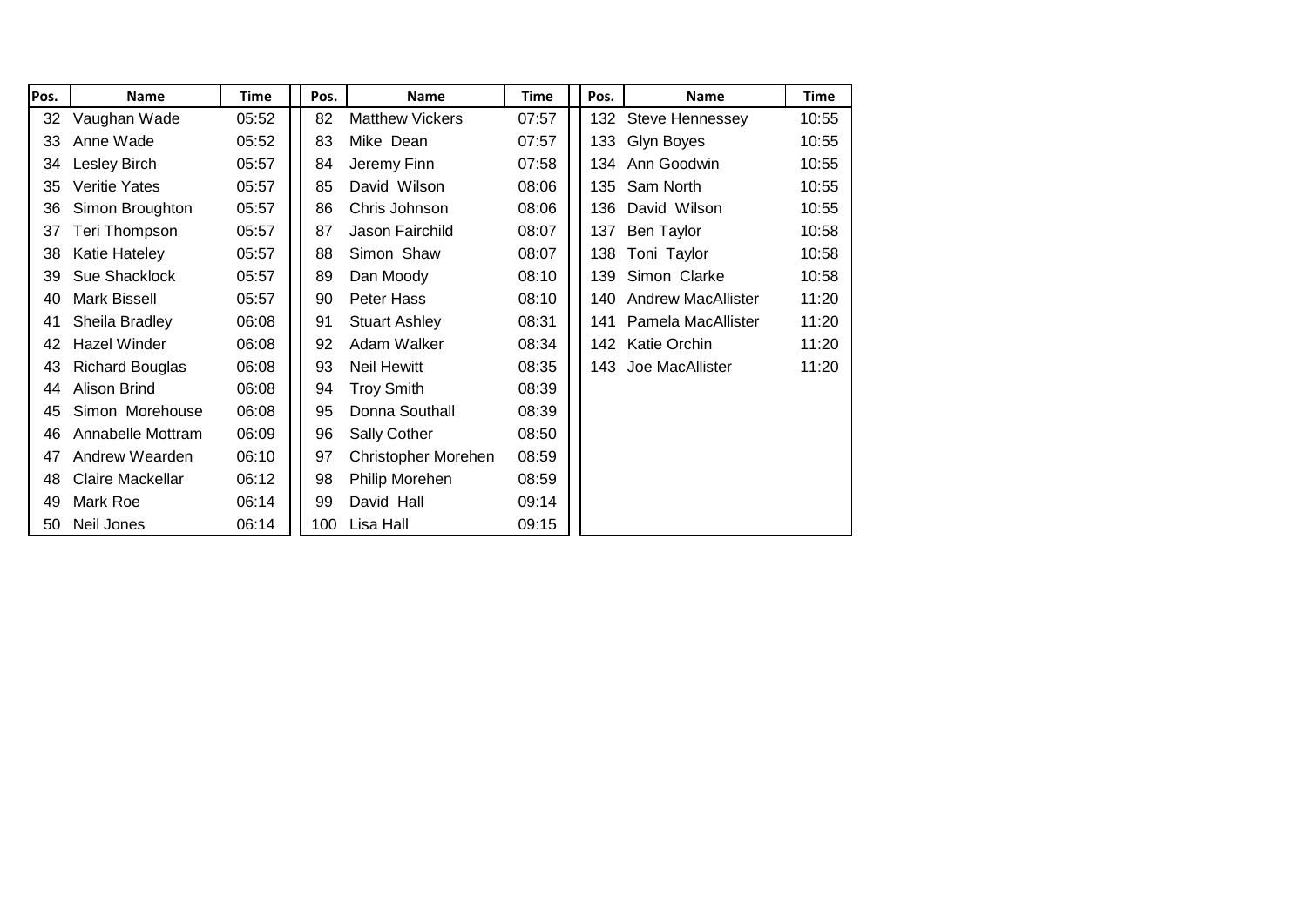| Pos. | Name | Time | Pos. | Name | Time | Pos. | Name | Time |
|---|---|---|---|---|---|---|---|---|
| 32 | Vaughan Wade | 05:52 | 82 | Matthew Vickers | 07:57 | 132 | Steve Hennessey | 10:55 |
| 33 | Anne Wade | 05:52 | 83 | Mike Dean | 07:57 | 133 | Glyn Boyes | 10:55 |
| 34 | Lesley Birch | 05:57 | 84 | Jeremy Finn | 07:58 | 134 | Ann Goodwin | 10:55 |
| 35 | Veritie Yates | 05:57 | 85 | David Wilson | 08:06 | 135 | Sam North | 10:55 |
| 36 | Simon Broughton | 05:57 | 86 | Chris Johnson | 08:06 | 136 | David Wilson | 10:55 |
| 37 | Teri Thompson | 05:57 | 87 | Jason Fairchild | 08:07 | 137 | Ben Taylor | 10:58 |
| 38 | Katie Hateley | 05:57 | 88 | Simon Shaw | 08:07 | 138 | Toni Taylor | 10:58 |
| 39 | Sue Shacklock | 05:57 | 89 | Dan Moody | 08:10 | 139 | Simon Clarke | 10:58 |
| 40 | Mark Bissell | 05:57 | 90 | Peter Hass | 08:10 | 140 | Andrew MacAllister | 11:20 |
| 41 | Sheila Bradley | 06:08 | 91 | Stuart Ashley | 08:31 | 141 | Pamela MacAllister | 11:20 |
| 42 | Hazel Winder | 06:08 | 92 | Adam Walker | 08:34 | 142 | Katie Orchin | 11:20 |
| 43 | Richard Bouglas | 06:08 | 93 | Neil Hewitt | 08:35 | 143 | Joe MacAllister | 11:20 |
| 44 | Alison Brind | 06:08 | 94 | Troy Smith | 08:39 | | | |
| 45 | Simon Morehouse | 06:08 | 95 | Donna Southall | 08:39 | | | |
| 46 | Annabelle Mottram | 06:09 | 96 | Sally Cother | 08:50 | | | |
| 47 | Andrew Wearden | 06:10 | 97 | Christopher Morehen | 08:59 | | | |
| 48 | Claire Mackellar | 06:12 | 98 | Philip Morehen | 08:59 | | | |
| 49 | Mark Roe | 06:14 | 99 | David Hall | 09:14 | | | |
| 50 | Neil Jones | 06:14 | 100 | Lisa Hall | 09:15 | | | |